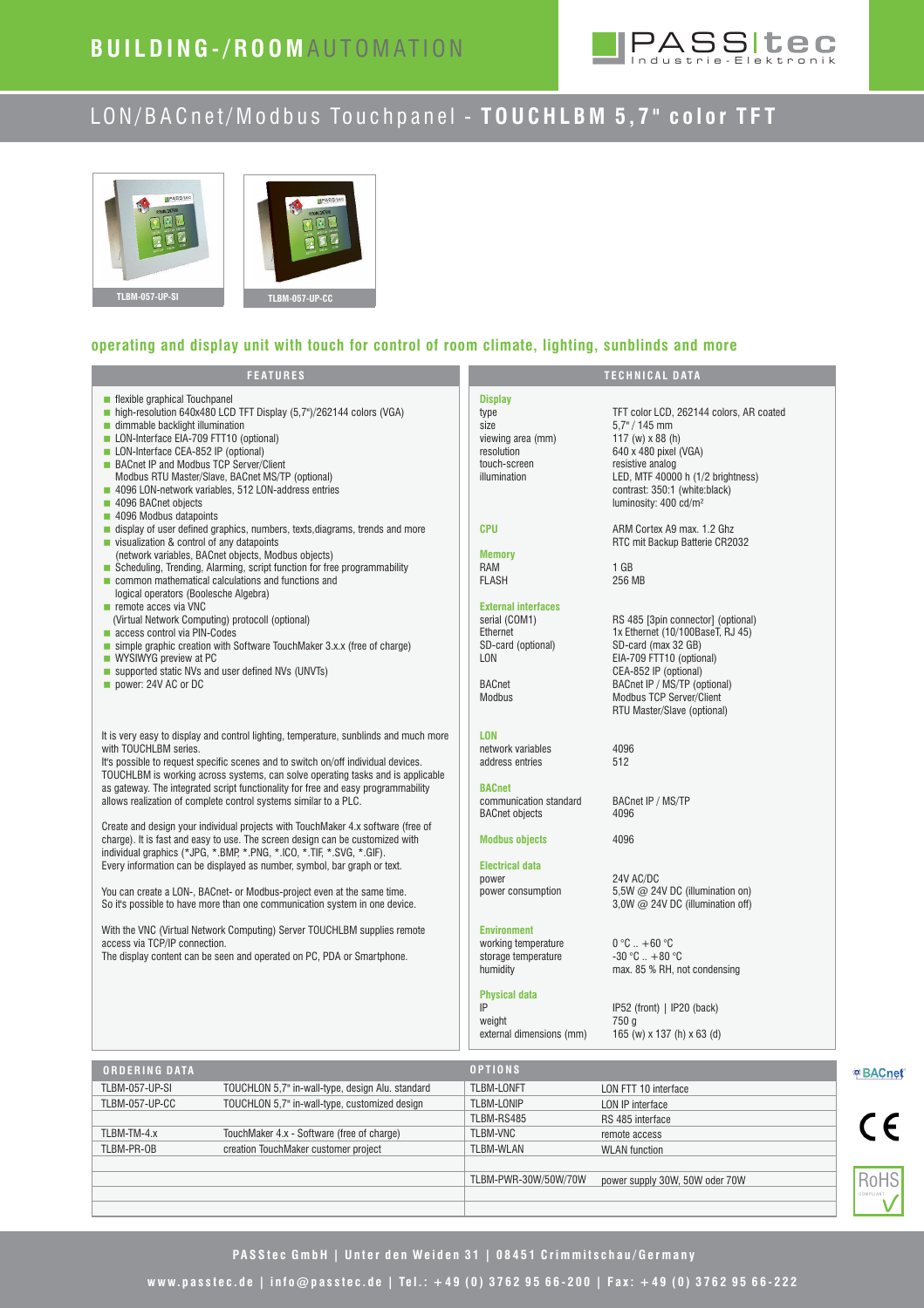# BUILDING-/ROOMAUTOMATION

PASS|tec Industrie-Elektronik

## LON/BACnet/Modbus Touchpanel - **TOUCHLBM 5,7" color TFT**

TLBM-057-UP-SI

TLBM-057-UP-CC

### operating and display unit with touch for control of room climate, lighting, sunblinds and more

#### FEATURES

- flexible graphical Touchpanel
- high-resolution 640x480 LCD TFT Display (5,7")/262144 colors (VGA)
- dimmable backlight illumination
- LON-Interface EIA-709 FTT10 (optional)
- LON-Interface CEA-852 IP (optional)
- BACnet IP and Modbus TCP Server/Client
  Modbus RTU Master/Slave, BACnet MS/TP (optional)
- 4096 LON-network variables, 512 LON-address entries
- 4096 BACnet objects
- 4096 Modbus datapoints
- display of user defined graphics, numbers, texts,diagrams, trends and more
- visualization & control of any datapoints
  (network variables, BACnet objects, Modbus objects)
- Scheduling, Trending, Alarming, script function for free programmability
- common mathematical calculations and functions and
  logical operators (Boolesche Algebra)
- remote acces via VNC
  (Virtual Network Computing) protocoll (optional)
- access control via PIN-Codes
- simple graphic creation with Software TouchMaker 3.x.x (free of charge)
- WYSIWYG preview at PC
- supported static NVs and user defined NVs (UNVTs)
- power: 24V AC or DC

It is very easy to display and control lighting, temperature, sunblinds and much more with TOUCHLBM series.
It's possible to request specific scenes and to switch on/off individual devices. TOUCHLBM is working across systems, can solve operating tasks and is applicable as gateway. The integrated script functionality for free and easy programmability allows realization of complete control systems similar to a PLC.

Create and design your individual projects with TouchMaker 4.x software (free of charge). It is fast and easy to use. The screen design can be customized with individual graphics (*.JPG, *.BMP, *.PNG, *.ICO, *.TIF, *.SVG, *.GIF).
Every information can be displayed as number, symbol, bar graph or text.

You can create a LON-, BACnet- or Modbus-project even at the same time.
So it's possible to have more than one communication system in one device.

With the VNC (Virtual Network Computing) Server TOUCHLBM supplies remote access via TCP/IP connection.
The display content can be seen and operated on PC, PDA or Smartphone.

#### TECHNICAL DATA

| | |
|---|---|
| **Display** | |
| type | TFT color LCD, 262144 colors, AR coated |
| size | 5,7" / 145 mm |
| viewing area (mm) | 117 (w) x 88 (h) |
| resolution | 640 x 480 pixel (VGA) |
| touch-screen | resistive analog |
| illumination | LED, MTF 40000 h (1/2 brightness) contrast: 350:1 (white:black) luminosity: 400 cd/m² |
| **CPU** | ARM Cortex A9 max. 1.2 Ghz RTC mit Backup Batterie CR2032 |
| **Memory** | |
| RAM | 1 GB |
| FLASH | 256 MB |
| **External interfaces** | |
| serial (COM1) | RS 485 [3pin connector] (optional) |
| Ethernet | 1x Ethernet (10/100BaseT, RJ 45) |
| SD-card (optional) | SD-card (max 32 GB) |
| LON | EIA-709 FTT10 (optional) CEA-852 IP (optional) |
| BACnet | BACnet IP / MS/TP (optional) |
| Modbus | Modbus TCP Server/Client RTU Master/Slave (optional) |
| **LON** | |
| network variables | 4096 |
| address entries | 512 |
| **BACnet** | |
| communication standard | BACnet IP / MS/TP |
| BACnet objects | 4096 |
| **Modbus objects** | 4096 |
| **Electrical data** | |
| power | 24V AC/DC |
| power consumption | 5,5W @ 24V DC (illumination on) 3,0W @ 24V DC (illumination off) |
| **Environment** | |
| working temperature | 0 °C .. +60 °C |
| storage temperature | -30 °C .. +80 °C |
| humidity | max. 85 % RH, not condensing |
| **Physical data** | |
| IP | IP52 (front) \| IP20 (back) |
| weight | 750 g |
| external dimensions (mm) | 165 (w) x 137 (h) x 63 (d) |

#### ORDERING DATA

| | |
|---|---|
| TLBM-057-UP-SI | TOUCHLON 5,7" in-wall-type, design Alu. standard |
| TLBM-057-UP-CC | TOUCHLON 5,7" in-wall-type, customized design |
| TLBM-TM-4.x | TouchMaker 4.x - Software (free of charge) |
| TLBM-PR-OB | creation TouchMaker customer project |

#### OPTIONS

| | |
|---|---|
| TLBM-LONFT | LON FTT 10 interface |
| TLBM-LONIP | LON IP interface |
| TLBM-RS485 | RS 485 interface |
| TLBM-VNC | remote access |
| TLBM-WLAN | WLAN function |
| TLBM-PWR-30W/50W/70W | power supply 30W, 50W oder 70W |

BACnet · CE · RoHS compliant

PASStec GmbH | Unter den Weiden 31 | 08451 Crimmitschau/Germany

www.passtec.de | info@passtec.de | Tel.: +49 (0) 3762 95 66-200 | Fax: +49 (0) 3762 95 66-222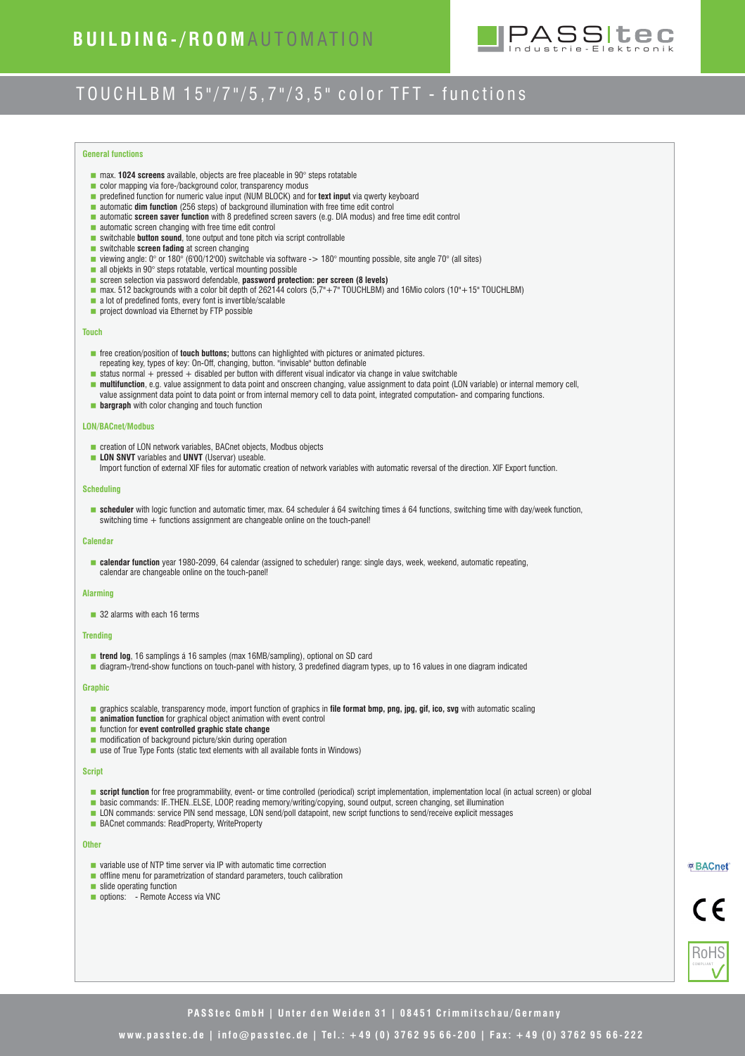# BUILDING-/ROOMAUTOMATION

## TOUCHLBM 15"/7"/5,7"/3,5" color TFT - functions

### General functions

- max. **1024 screens** available, objects are free placeable in 90° steps rotatable
- color mapping via fore-/background color, transparency modus
- predefined function for numeric value input (NUM BLOCK) and for **text input** via qwerty keyboard
- automatic **dim function** (256 steps) of background illumination with free time edit control
- automatic **screen saver function** with 8 predefined screen savers (e.g. DIA modus) and free time edit control
- automatic screen changing with free time edit control
- switchable **button sound**, tone output and tone pitch via script controllable
- switchable **screen fading** at screen changing
- viewing angle: 0° or 180° (6'00/12'00) switchable via software -> 180° mounting possible, site angle 70° (all sites)
- all objekts in 90° steps rotatable, vertical mounting possible
- screen selection via password defendable, **password protection: per screen (8 levels)**
- max. 512 backgrounds with a color bit depth of 262144 colors (5,7"+7" TOUCHLBM) and 16Mio colors (10"+15" TOUCHLBM)
- a lot of predefined fonts, every font is invertible/scalable
- project download via Ethernet by FTP possible

### Touch

- free creation/position of **touch buttons;** buttons can highlighted with pictures or animated pictures.
  repeating key, types of key: On-Off, changing, button. "invisable" button definable
- status normal + pressed + disabled per button with different visual indicator via change in value switchable
- **multifunction**, e.g. value assignment to data point and onscreen changing, value assignment to data point (LON variable) or internal memory cell, value assignment data point to data point or from internal memory cell to data point, integrated computation- and comparing functions.
- **bargraph** with color changing and touch function

### LON/BACnet/Modbus

- creation of LON network variables, BACnet objects, Modbus objects
- **LON SNVT** variables and **UNVT** (Uservar) useable.
  Import function of external XIF files for automatic creation of network variables with automatic reversal of the direction. XIF Export function.

### Scheduling

- **scheduler** with logic function and automatic timer, max. 64 scheduler á 64 switching times á 64 functions, switching time with day/week function, switching time + functions assignment are changeable online on the touch-panel!

### Calendar

- **calendar function** year 1980-2099, 64 calendar (assigned to scheduler) range: single days, week, weekend, automatic repeating, calendar are changeable online on the touch-panel!

### Alarming

- 32 alarms with each 16 terms

### Trending

- **trend log**, 16 samplings á 16 samples (max 16MB/sampling), optional on SD card
- diagram-/trend-show functions on touch-panel with history, 3 predefined diagram types, up to 16 values in one diagram indicated

### Graphic

- graphics scalable, transparency mode, import function of graphics in **file format bmp, png, jpg, gif, ico, svg** with automatic scaling
- **animation function** for graphical object animation with event control
- function for **event controlled graphic state change**
- modification of background picture/skin during operation
- use of True Type Fonts (static text elements with all available fonts in Windows)

### Script

- **script function** for free programmability, event- or time controlled (periodical) script implementation, implementation local (in actual screen) or global
- basic commands: IF..THEN..ELSE, LOOP, reading memory/writing/copying, sound output, screen changing, set illumination
- LON commands: service PIN send message, LON send/poll datapoint, new script functions to send/receive explicit messages
- BACnet commands: ReadProperty, WriteProperty

### Other

- variable use of NTP time server via IP with automatic time correction
- offline menu for parametrization of standard parameters, touch calibration
- slide operating function
- options: - Remote Access via VNC

PASStec GmbH | Unter den Weiden 31 | 08451 Crimmitschau/Germany

www.passtec.de | info@passtec.de | Tel.: +49 (0) 3762 95 66-200 | Fax: +49 (0) 3762 95 66-222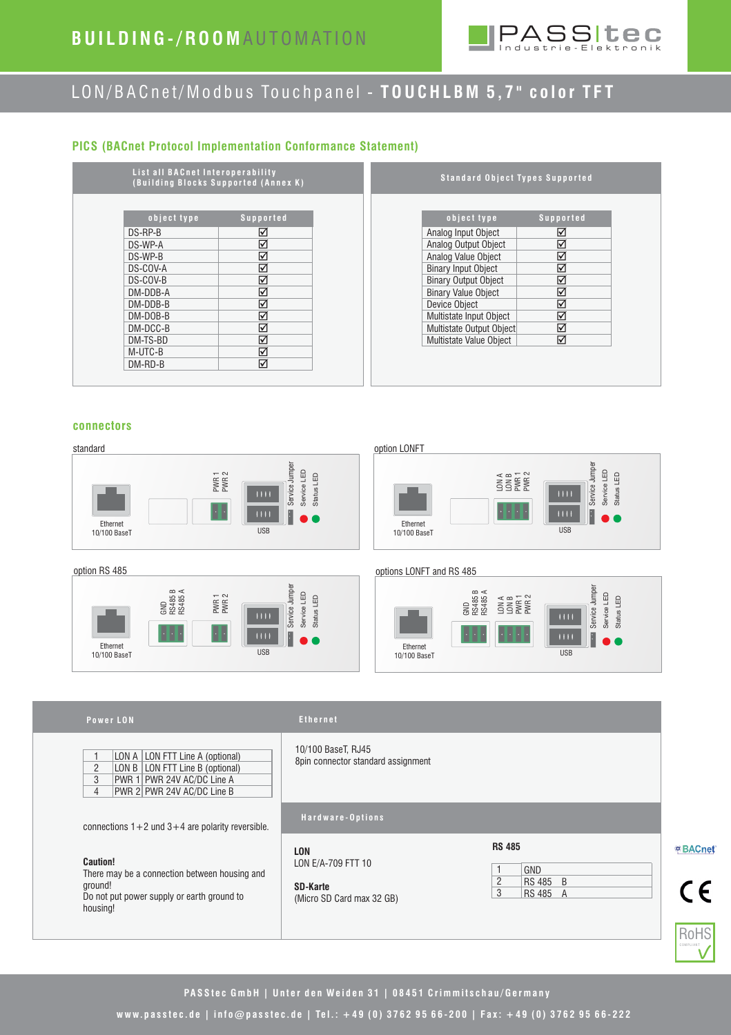# BUILDING-/ROOMAUTOMATION

## LON/BACnet/Modbus Touchpanel - TOUCHLBM 5,7" color TFT

### PICS (BACnet Protocol Implementation Conformance Statement)

**List all BACnet Interoperability (Building Blocks Supported (Annex K)**

| object type | Supported |
|---|---|
| DS-RP-B | ☑ |
| DS-WP-A | ☑ |
| DS-WP-B | ☑ |
| DS-COV-A | ☑ |
| DS-COV-B | ☑ |
| DM-DDB-A | ☑ |
| DM-DDB-B | ☑ |
| DM-DOB-B | ☑ |
| DM-DCC-B | ☑ |
| DM-TS-BD | ☑ |
| M-UTC-B | ☑ |
| DM-RD-B | ☑ |

**Standard Object Types Supported**

| object type | Supported |
|---|---|
| Analog Input Object | ☑ |
| Analog Output Object | ☑ |
| Analog Value Object | ☑ |
| Binary Input Object | ☑ |
| Binary Output Object | ☑ |
| Binary Value Object | ☑ |
| Device Object | ☑ |
| Multistate Input Object | ☑ |
| Multistate Output Object | ☑ |
| Multistate Value Object | ☑ |

### connectors

standard

Ethernet 10/100 BaseT, PWR 1, PWR 2, USB, Service Jumper, Service LED, Status LED

option LONFT

Ethernet 10/100 BaseT, LON A, LON B, PWR 1, PWR 2, USB, Service Jumper, Service LED, Status LED

option RS 485

Ethernet 10/100 BaseT, GND, RS485 B, RS485 A, PWR 1, PWR 2, USB, Service Jumper, Service LED, Status LED

options LONFT and RS 485

Ethernet 10/100 BaseT, GND, RS485 B, RS485 A, LON A, LON B, PWR 1, PWR 2, USB, Service Jumper, Service LED, Status LED

**Power LON**

| | | |
|---|---|---|
| 1 | LON A | LON FTT Line A (optional) |
| 2 | LON B | LON FTT Line B (optional) |
| 3 | PWR 1 | PWR 24V AC/DC Line A |
| 4 | PWR 2 | PWR 24V AC/DC Line B |

connections 1+2 und 3+4 are polarity reversible.

**Caution!**
There may be a connection between housing and ground!
Do not put power supply or earth ground to housing!

**Ethernet**

10/100 BaseT, RJ45
8pin connector standard assignment

**Hardware-Options**

**LON**
LON E/A-709 FTT 10

**SD-Karte**
(Micro SD Card max 32 GB)

**RS 485**

| | |
|---|---|
| 1 | GND |
| 2 | RS 485 B |
| 3 | RS 485 A |

BACnet · CE · RoHS compliant

PASStec GmbH | Unter den Weiden 31 | 08451 Crimmitschau/Germany
www.passtec.de | info@passtec.de | Tel.: +49 (0) 3762 95 66-200 | Fax: +49 (0) 3762 95 66-222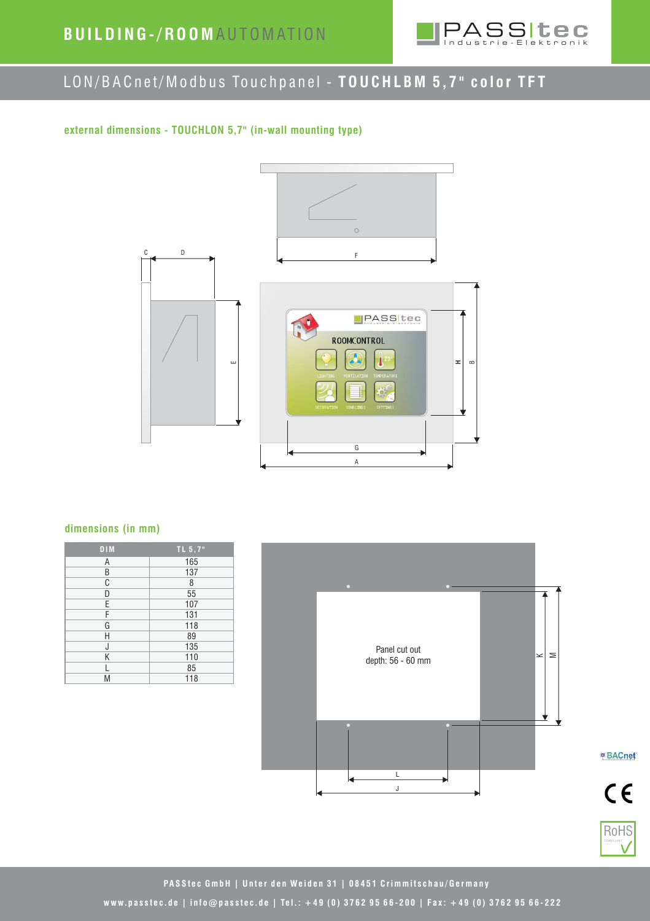## external dimensions - TOUCHLON 5,7" (in-wall mounting type)

C D F

E H B

G A

## dimensions (in mm)

| DIM | TL 5,7" |
|---|---|
| A | 165 |
| B | 137 |
| C | 8 |
| D | 55 |
| E | 107 |
| F | 131 |
| G | 118 |
| H | 89 |
| J | 135 |
| K | 110 |
| L | 85 |
| M | 118 |

Panel cut out
depth: 56 - 60 mm

K M

L

J